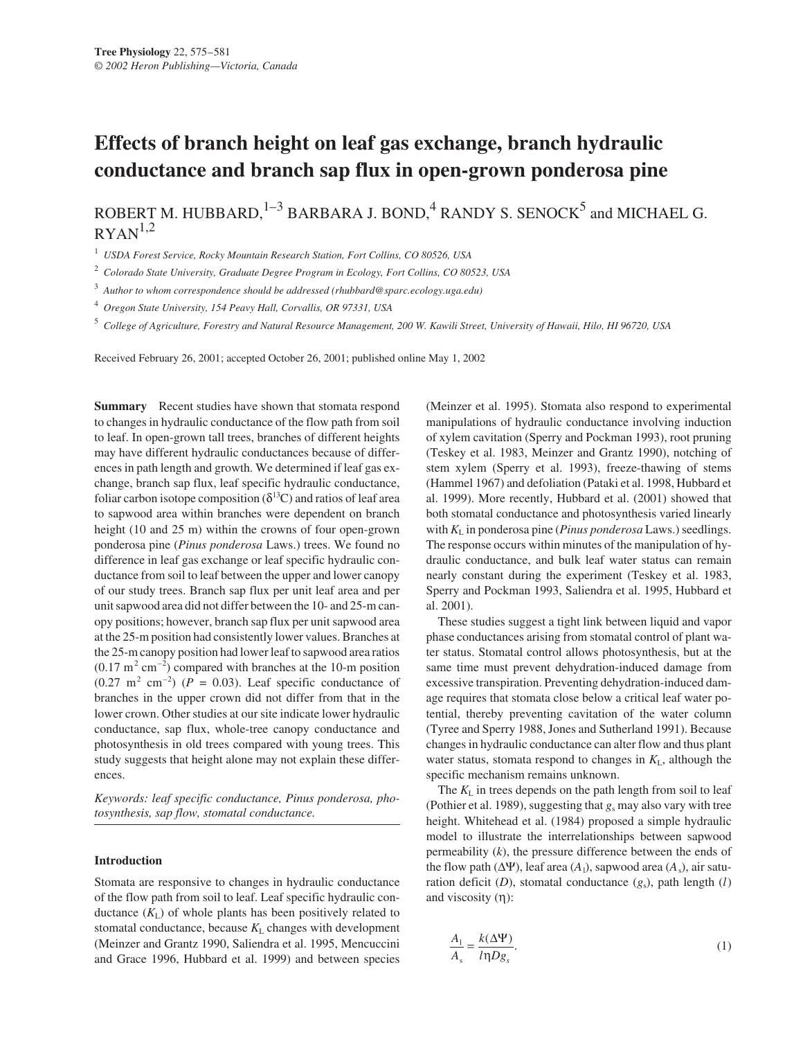# Effects of branch height on leaf gas exchange, branch hydraulic conductance and branch sap flux in open-grown ponderosa pine

ROBERT M. HUBBARD,[1–3] BARBARA J. BOND,[4] RANDY S. SENOCK[5] and MICHAEL G. RYAN[1,2]

[1] *USDA Forest Service, Rocky Mountain Research Station, Fort Collins, CO 80526, USA*

[2] *Colorado State University, Graduate Degree Program in Ecology, Fort Collins, CO 80523, USA*

[3] *Author to whom correspondence should be addressed (rhubbard@sparc.ecology.uga.edu)*

[4] *Oregon State University, 154 Peavy Hall, Corvallis, OR 97331, USA*

[5] *College of Agriculture, Forestry and Natural Resource Management, 200 W. Kawili Street, University of Hawaii, Hilo, HI 96720, USA*

Received February 26, 2001; accepted October 26, 2001; published online May 1, 2002

**Summary** Recent studies have shown that stomata respond to changes in hydraulic conductance of the flow path from soil to leaf. In open-grown tall trees, branches of different heights may have different hydraulic conductances because of differences in path length and growth. We determined if leaf gas exchange, branch sap flux, leaf specific hydraulic conductance, foliar carbon isotope composition ($\delta^{13}C$) and ratios of leaf area to sapwood area within branches were dependent on branch height (10 and 25 m) within the crowns of four open-grown ponderosa pine (*Pinus ponderosa* Laws.) trees. We found no difference in leaf gas exchange or leaf specific hydraulic conductance from soil to leaf between the upper and lower canopy of our study trees. Branch sap flux per unit leaf area and per unit sapwood area did not differ between the 10- and 25-m canopy positions; however, branch sap flux per unit sapwood area at the 25-m position had consistently lower values. Branches at the 25-m canopy position had lower leaf to sapwood area ratios ($0.17\ m^2\ cm^{-2}$) compared with branches at the 10-m position ($0.27\ m^2\ cm^{-2}$) ($P = 0.03$). Leaf specific conductance of branches in the upper crown did not differ from that in the lower crown. Other studies at our site indicate lower hydraulic conductance, sap flux, whole-tree canopy conductance and photosynthesis in old trees compared with young trees. This study suggests that height alone may not explain these differences.

*Keywords: leaf specific conductance, Pinus ponderosa, photosynthesis, sap flow, stomatal conductance.*

## Introduction

Stomata are responsive to changes in hydraulic conductance of the flow path from soil to leaf. Leaf specific hydraulic conductance ($K_L$) of whole plants has been positively related to stomatal conductance, because $K_L$ changes with development (Meinzer and Grantz 1990, Saliendra et al. 1995, Mencuccini and Grace 1996, Hubbard et al. 1999) and between species (Meinzer et al. 1995). Stomata also respond to experimental manipulations of hydraulic conductance involving induction of xylem cavitation (Sperry and Pockman 1993), root pruning (Teskey et al. 1983, Meinzer and Grantz 1990), notching of stem xylem (Sperry et al. 1993), freeze-thawing of stems (Hammel 1967) and defoliation (Pataki et al. 1998, Hubbard et al. 1999). More recently, Hubbard et al. (2001) showed that both stomatal conductance and photosynthesis varied linearly with $K_L$ in ponderosa pine (*Pinus ponderosa* Laws.) seedlings. The response occurs within minutes of the manipulation of hydraulic conductance, and bulk leaf water status can remain nearly constant during the experiment (Teskey et al. 1983, Sperry and Pockman 1993, Saliendra et al. 1995, Hubbard et al. 2001).

These studies suggest a tight link between liquid and vapor phase conductances arising from stomatal control of plant water status. Stomatal control allows photosynthesis, but at the same time must prevent dehydration-induced damage from excessive transpiration. Preventing dehydration-induced damage requires that stomata close below a critical leaf water potential, thereby preventing cavitation of the water column (Tyree and Sperry 1988, Jones and Sutherland 1991). Because changes in hydraulic conductance can alter flow and thus plant water status, stomata respond to changes in $K_L$, although the specific mechanism remains unknown.

The $K_L$ in trees depends on the path length from soil to leaf (Pothier et al. 1989), suggesting that $g_s$ may also vary with tree height. Whitehead et al. (1984) proposed a simple hydraulic model to illustrate the interrelationships between sapwood permeability ($k$), the pressure difference between the ends of the flow path ($\Delta\Psi$), leaf area ($A_l$), sapwood area ($A_s$), air saturation deficit ($D$), stomatal conductance ($g_s$), path length ($l$) and viscosity ($\eta$):

$$\frac{A_l}{A_s} = \frac{k(\Delta\Psi)}{l\eta D g_s}. \tag{1}$$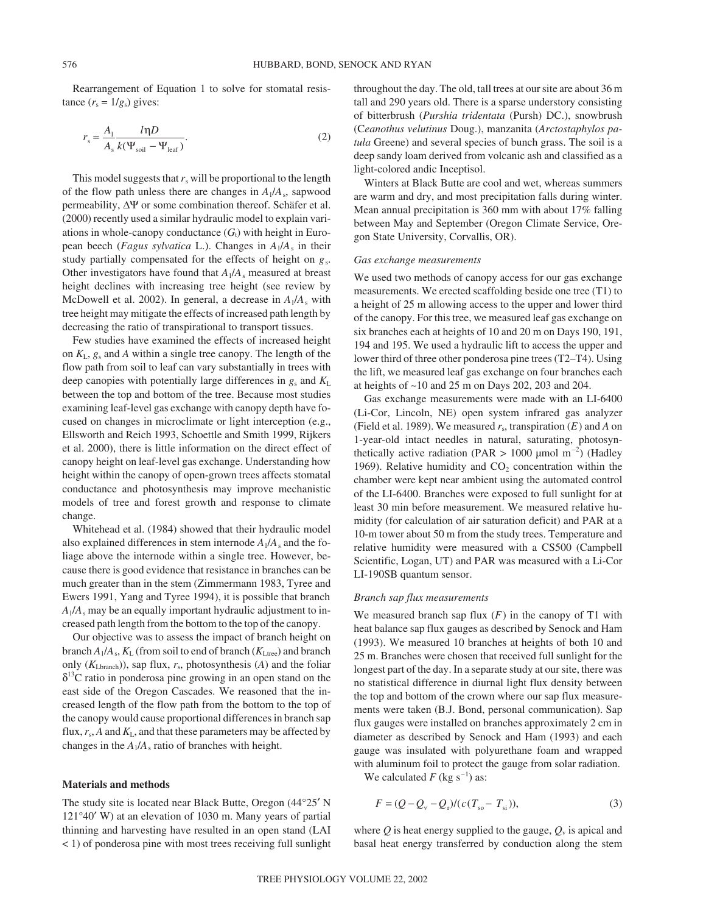Rearrangement of Equation 1 to solve for stomatal resistance ($r_s = 1/g_s$) gives:

$$r_s = \frac{A_l}{A_s} \frac{l\eta D}{k(\Psi_{soil} - \Psi_{leaf})}. \quad (2)$$

This model suggests that $r_s$ will be proportional to the length of the flow path unless there are changes in $A_l/A_s$, sapwood permeability, $\Delta\Psi$ or some combination thereof. Schäfer et al. (2000) recently used a similar hydraulic model to explain variations in whole-canopy conductance ($G_t$) with height in European beech (*Fagus sylvatica* L.). Changes in $A_l/A_s$ in their study partially compensated for the effects of height on $g_s$. Other investigators have found that $A_l/A_s$ measured at breast height declines with increasing tree height (see review by McDowell et al. 2002). In general, a decrease in $A_l/A_s$ with tree height may mitigate the effects of increased path length by decreasing the ratio of transpirational to transport tissues.

Few studies have examined the effects of increased height on $K_L$, $g_s$ and $A$ within a single tree canopy. The length of the flow path from soil to leaf can vary substantially in trees with deep canopies with potentially large differences in $g_s$ and $K_L$ between the top and bottom of the tree. Because most studies examining leaf-level gas exchange with canopy depth have focused on changes in microclimate or light interception (e.g., Ellsworth and Reich 1993, Schoettle and Smith 1999, Rijkers et al. 2000), there is little information on the direct effect of canopy height on leaf-level gas exchange. Understanding how height within the canopy of open-grown trees affects stomatal conductance and photosynthesis may improve mechanistic models of tree and forest growth and response to climate change.

Whitehead et al. (1984) showed that their hydraulic model also explained differences in stem internode $A_l/A_s$ and the foliage above the internode within a single tree. However, because there is good evidence that resistance in branches can be much greater than in the stem (Zimmermann 1983, Tyree and Ewers 1991, Yang and Tyree 1994), it is possible that branch $A_l/A_s$ may be an equally important hydraulic adjustment to increased path length from the bottom to the top of the canopy.

Our objective was to assess the impact of branch height on branch $A_l/A_s$, $K_L$ (from soil to end of branch ($K_{Ltree}$) and branch only ($K_{Lbranch}$)), sap flux, $r_s$, photosynthesis ($A$) and the foliar $\delta^{13}C$ ratio in ponderosa pine growing in an open stand on the east side of the Oregon Cascades. We reasoned that the increased length of the flow path from the bottom to the top of the canopy would cause proportional differences in branch sap flux, $r_s$, $A$ and $K_L$, and that these parameters may be affected by changes in the $A_l/A_s$ ratio of branches with height.

## Materials and methods

The study site is located near Black Butte, Oregon (44°25′ N 121°40′ W) at an elevation of 1030 m. Many years of partial thinning and harvesting have resulted in an open stand (LAI < 1) of ponderosa pine with most trees receiving full sunlight throughout the day. The old, tall trees at our site are about 36 m tall and 290 years old. There is a sparse understory consisting of bitterbrush (*Purshia tridentata* (Pursh) DC.), snowbrush (C*eanothus velutinus* Doug.), manzanita (*Arctostaphylos patula* Greene) and several species of bunch grass. The soil is a deep sandy loam derived from volcanic ash and classified as a light-colored andic Inceptisol.

Winters at Black Butte are cool and wet, whereas summers are warm and dry, and most precipitation falls during winter. Mean annual precipitation is 360 mm with about 17% falling between May and September (Oregon Climate Service, Oregon State University, Corvallis, OR).

### Gas exchange measurements

We used two methods of canopy access for our gas exchange measurements. We erected scaffolding beside one tree (T1) to a height of 25 m allowing access to the upper and lower third of the canopy. For this tree, we measured leaf gas exchange on six branches each at heights of 10 and 20 m on Days 190, 191, 194 and 195. We used a hydraulic lift to access the upper and lower third of three other ponderosa pine trees (T2–T4). Using the lift, we measured leaf gas exchange on four branches each at heights of ~10 and 25 m on Days 202, 203 and 204.

Gas exchange measurements were made with an LI-6400 (Li-Cor, Lincoln, NE) open system infrared gas analyzer (Field et al. 1989). We measured $r_s$, transpiration ($E$) and $A$ on 1-year-old intact needles in natural, saturating, photosynthetically active radiation (PAR > 1000 μmol $m^{-2}$) (Hadley 1969). Relative humidity and $CO_2$ concentration within the chamber were kept near ambient using the automated control of the LI-6400. Branches were exposed to full sunlight for at least 30 min before measurement. We measured relative humidity (for calculation of air saturation deficit) and PAR at a 10-m tower about 50 m from the study trees. Temperature and relative humidity were measured with a CS500 (Campbell Scientific, Logan, UT) and PAR was measured with a Li-Cor LI-190SB quantum sensor.

### Branch sap flux measurements

We measured branch sap flux ($F$) in the canopy of T1 with heat balance sap flux gauges as described by Senock and Ham (1993). We measured 10 branches at heights of both 10 and 25 m. Branches were chosen that received full sunlight for the longest part of the day. In a separate study at our site, there was no statistical difference in diurnal light flux density between the top and bottom of the crown where our sap flux measurements were taken (B.J. Bond, personal communication). Sap flux gauges were installed on branches approximately 2 cm in diameter as described by Senock and Ham (1993) and each gauge was insulated with polyurethane foam and wrapped with aluminum foil to protect the gauge from solar radiation.

We calculated $F$ (kg $s^{-1}$) as:

$$F = (Q - Q_v - Q_r)/(c(T_{so} - T_{si})), \quad (3)$$

where $Q$ is heat energy supplied to the gauge, $Q_v$ is apical and basal heat energy transferred by conduction along the stem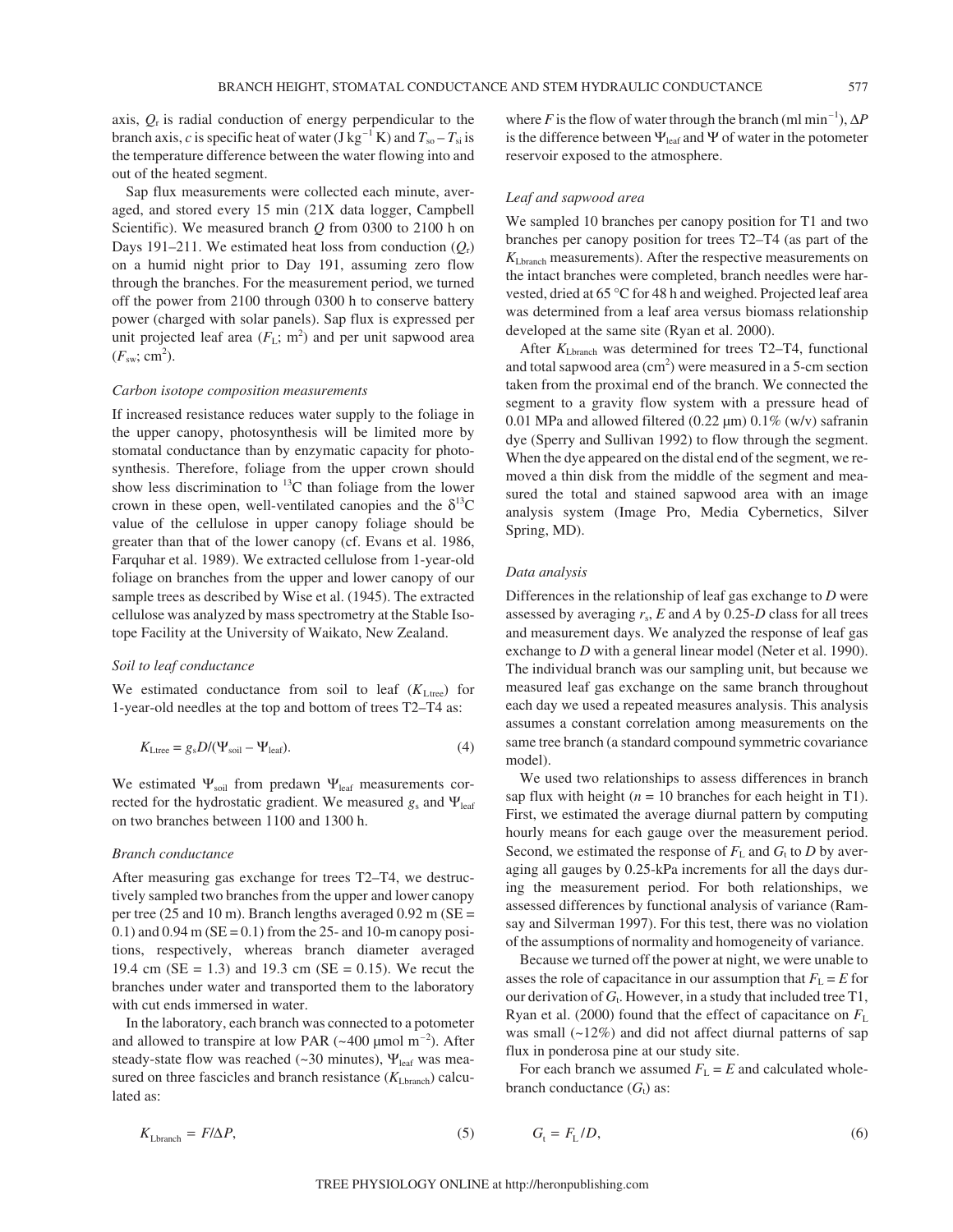axis, $Q_r$ is radial conduction of energy perpendicular to the branch axis, $c$ is specific heat of water (J kg$^{-1}$ K) and $T_{so} - T_{si}$ is the temperature difference between the water flowing into and out of the heated segment.

Sap flux measurements were collected each minute, averaged, and stored every 15 min (21X data logger, Campbell Scientific). We measured branch $Q$ from 0300 to 2100 h on Days 191–211. We estimated heat loss from conduction ($Q_r$) on a humid night prior to Day 191, assuming zero flow through the branches. For the measurement period, we turned off the power from 2100 through 0300 h to conserve battery power (charged with solar panels). Sap flux is expressed per unit projected leaf area ($F_L$; m$^2$) and per unit sapwood area ($F_{sw}$; cm$^2$).

### Carbon isotope composition measurements

If increased resistance reduces water supply to the foliage in the upper canopy, photosynthesis will be limited more by stomatal conductance than by enzymatic capacity for photosynthesis. Therefore, foliage from the upper crown should show less discrimination to $^{13}$C than foliage from the lower crown in these open, well-ventilated canopies and the $\delta^{13}$C value of the cellulose in upper canopy foliage should be greater than that of the lower canopy (cf. Evans et al. 1986, Farquhar et al. 1989). We extracted cellulose from 1-year-old foliage on branches from the upper and lower canopy of our sample trees as described by Wise et al. (1945). The extracted cellulose was analyzed by mass spectrometry at the Stable Isotope Facility at the University of Waikato, New Zealand.

### Soil to leaf conductance

We estimated conductance from soil to leaf ($K_{Ltree}$) for 1-year-old needles at the top and bottom of trees T2–T4 as:

$$K_{Ltree} = g_s D / (\Psi_{soil} - \Psi_{leaf}). \tag{4}$$

We estimated $\Psi_{soil}$ from predawn $\Psi_{leaf}$ measurements corrected for the hydrostatic gradient. We measured $g_s$ and $\Psi_{leaf}$ on two branches between 1100 and 1300 h.

### Branch conductance

After measuring gas exchange for trees T2–T4, we destructively sampled two branches from the upper and lower canopy per tree (25 and 10 m). Branch lengths averaged 0.92 m (SE = 0.1) and 0.94 m (SE = 0.1) from the 25- and 10-m canopy positions, respectively, whereas branch diameter averaged 19.4 cm (SE = 1.3) and 19.3 cm (SE = 0.15). We recut the branches under water and transported them to the laboratory with cut ends immersed in water.

In the laboratory, each branch was connected to a potometer and allowed to transpire at low PAR (~400 μmol m$^{-2}$). After steady-state flow was reached (~30 minutes), $\Psi_{leaf}$ was measured on three fascicles and branch resistance ($K_{Lbranch}$) calculated as:

$$K_{Lbranch} = F/\Delta P, \tag{5}$$

where $F$ is the flow of water through the branch (ml min$^{-1}$), $\Delta P$ is the difference between $\Psi_{leaf}$ and $\Psi$ of water in the potometer reservoir exposed to the atmosphere.

### Leaf and sapwood area

We sampled 10 branches per canopy position for T1 and two branches per canopy position for trees T2–T4 (as part of the $K_{Lbranch}$ measurements). After the respective measurements on the intact branches were completed, branch needles were harvested, dried at 65 °C for 48 h and weighed. Projected leaf area was determined from a leaf area versus biomass relationship developed at the same site (Ryan et al. 2000).

After $K_{Lbranch}$ was determined for trees T2–T4, functional and total sapwood area (cm$^2$) were measured in a 5-cm section taken from the proximal end of the branch. We connected the segment to a gravity flow system with a pressure head of 0.01 MPa and allowed filtered (0.22 μm) 0.1% (w/v) safranin dye (Sperry and Sullivan 1992) to flow through the segment. When the dye appeared on the distal end of the segment, we removed a thin disk from the middle of the segment and measured the total and stained sapwood area with an image analysis system (Image Pro, Media Cybernetics, Silver Spring, MD).

### Data analysis

Differences in the relationship of leaf gas exchange to $D$ were assessed by averaging $r_s$, $E$ and $A$ by 0.25-$D$ class for all trees and measurement days. We analyzed the response of leaf gas exchange to $D$ with a general linear model (Neter et al. 1990). The individual branch was our sampling unit, but because we measured leaf gas exchange on the same branch throughout each day we used a repeated measures analysis. This analysis assumes a constant correlation among measurements on the same tree branch (a standard compound symmetric covariance model).

We used two relationships to assess differences in branch sap flux with height ($n$ = 10 branches for each height in T1). First, we estimated the average diurnal pattern by computing hourly means for each gauge over the measurement period. Second, we estimated the response of $F_L$ and $G_t$ to $D$ by averaging all gauges by 0.25-kPa increments for all the days during the measurement period. For both relationships, we assessed differences by functional analysis of variance (Ramsay and Silverman 1997). For this test, there was no violation of the assumptions of normality and homogeneity of variance.

Because we turned off the power at night, we were unable to asses the role of capacitance in our assumption that $F_L = E$ for our derivation of $G_t$. However, in a study that included tree T1, Ryan et al. (2000) found that the effect of capacitance on $F_L$ was small (~12%) and did not affect diurnal patterns of sap flux in ponderosa pine at our study site.

For each branch we assumed $F_L = E$ and calculated whole-branch conductance ($G_t$) as:

$$G_t = F_L / D, \tag{6}$$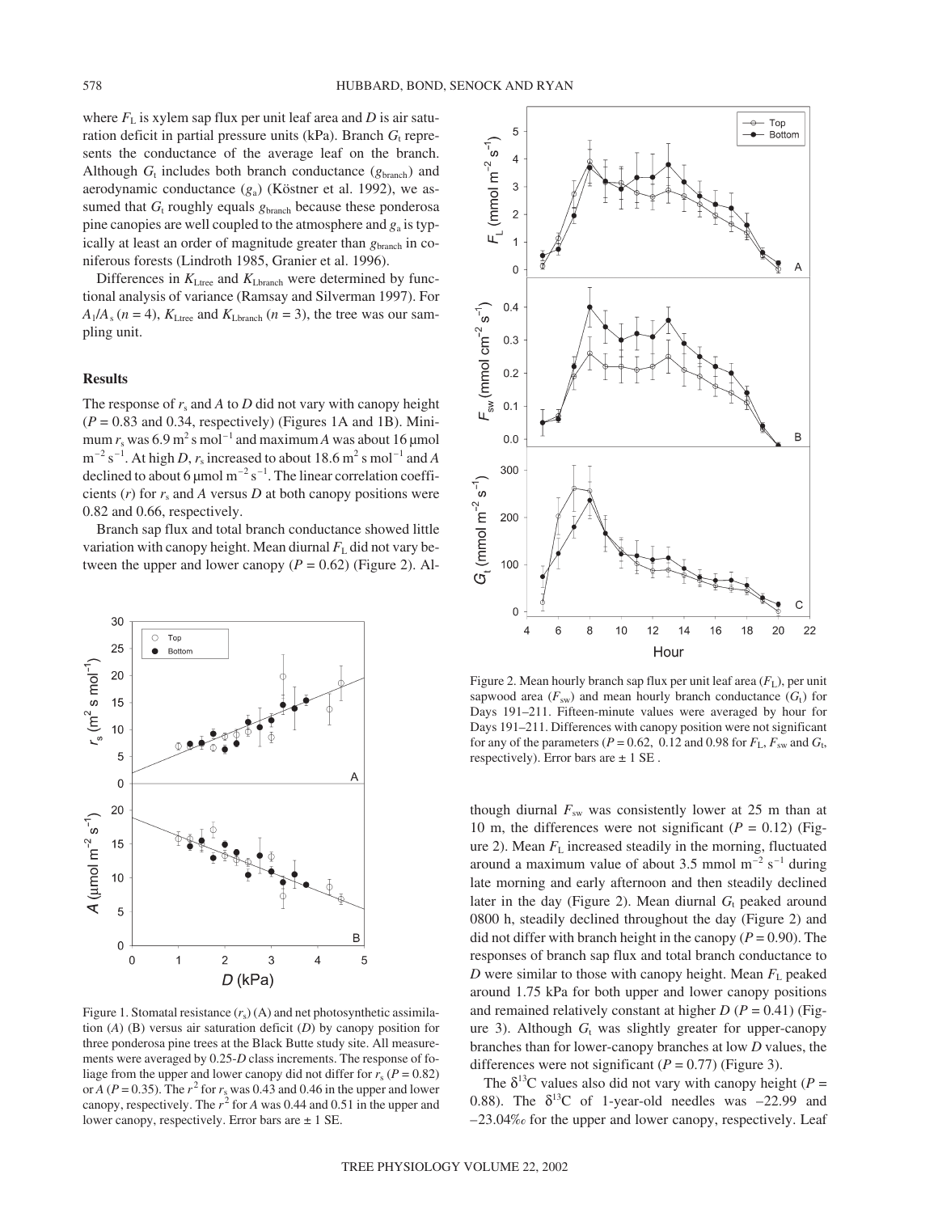where $F_L$ is xylem sap flux per unit leaf area and $D$ is air saturation deficit in partial pressure units (kPa). Branch $G_t$ represents the conductance of the average leaf on the branch. Although $G_t$ includes both branch conductance ($g_{branch}$) and aerodynamic conductance ($g_a$) (Köstner et al. 1992), we assumed that $G_t$ roughly equals $g_{branch}$ because these ponderosa pine canopies are well coupled to the atmosphere and $g_a$ is typically at least an order of magnitude greater than $g_{branch}$ in coniferous forests (Lindroth 1985, Granier et al. 1996).

Differences in $K_{Ltree}$ and $K_{Lbranch}$ were determined by functional analysis of variance (Ramsay and Silverman 1997). For $A_l/A_s$ ($n = 4$), $K_{Ltree}$ and $K_{Lbranch}$ ($n = 3$), the tree was our sampling unit.

## Results

The response of $r_s$ and $A$ to $D$ did not vary with canopy height ($P = 0.83$ and $0.34$, respectively) (Figures 1A and 1B). Minimum $r_s$ was 6.9 $m^2$ s $mol^{-1}$ and maximum $A$ was about 16 μmol $m^{-2}$ $s^{-1}$. At high $D$, $r_s$ increased to about 18.6 $m^2$ s $mol^{-1}$ and $A$ declined to about 6 μmol $m^{-2}$ $s^{-1}$. The linear correlation coefficients ($r$) for $r_s$ and $A$ versus $D$ at both canopy positions were 0.82 and 0.66, respectively.

Branch sap flux and total branch conductance showed little variation with canopy height. Mean diurnal $F_L$ did not vary between the upper and lower canopy ($P = 0.62$) (Figure 2). Although diurnal $F_{sw}$ was consistently lower at 25 m than at 10 m, the differences were not significant ($P = 0.12$) (Figure 2). Mean $F_L$ increased steadily in the morning, fluctuated around a maximum value of about 3.5 mmol $m^{-2}$ $s^{-1}$ during late morning and early afternoon and then steadily declined later in the day (Figure 2). Mean diurnal $G_t$ peaked around 0800 h, steadily declined throughout the day (Figure 2) and did not differ with branch height in the canopy ($P = 0.90$). The responses of branch sap flux and total branch conductance to $D$ were similar to those with canopy height. Mean $F_L$ peaked around 1.75 kPa for both upper and lower canopy positions and remained relatively constant at higher $D$ ($P = 0.41$) (Figure 3). Although $G_t$ was slightly greater for upper-canopy branches than for lower-canopy branches at low $D$ values, the differences were not significant ($P = 0.77$) (Figure 3).

The $\delta^{13}$C values also did not vary with canopy height ($P = 0.88$). The $\delta^{13}$C of 1-year-old needles was −22.99 and −23.04‰ for the upper and lower canopy, respectively. Leaf

Top
Bottom
$r_s$ ($m^2$ s $mol^{-1}$)
30
25
20
15
10
5
0
A
$A$ (μmol $m^{-2}$ $s^{-1}$)
20
15
10
5
0
B
0 1 2 3 4 5
$D$ (kPa)

Figure 1. Stomatal resistance ($r_s$) (A) and net photosynthetic assimilation ($A$) (B) versus air saturation deficit ($D$) by canopy position for three ponderosa pine trees at the Black Butte study site. All measurements were averaged by 0.25-$D$ class increments. The response of foliage from the upper and lower canopy did not differ for $r_s$ ($P = 0.82$) or $A$ ($P = 0.35$). The $r^2$ for $r_s$ was 0.43 and 0.46 in the upper and lower canopy, respectively. The $r^2$ for $A$ was 0.44 and 0.51 in the upper and lower canopy, respectively. Error bars are ± 1 SE.

Top
Bottom
$F_L$ (mmol $m^{-2}$ $s^{-1}$)
5
4
3
2
1
0
A
$F_{sw}$ (mmol $cm^{-2}$ $s^{-1}$)
0.4
0.3
0.2
0.1
0.0
B
$G_t$ (mmol $m^{-2}$ $s^{-1}$)
300
200
100
0
C
4 6 8 10 12 14 16 18 20 22
Hour

Figure 2. Mean hourly branch sap flux per unit leaf area ($F_L$), per unit sapwood area ($F_{sw}$) and mean hourly branch conductance ($G_t$) for Days 191–211. Fifteen-minute values were averaged by hour for Days 191–211. Differences with canopy position were not significant for any of the parameters ($P = 0.62$, 0.12 and 0.98 for $F_L$, $F_{sw}$ and $G_t$, respectively). Error bars are ± 1 SE .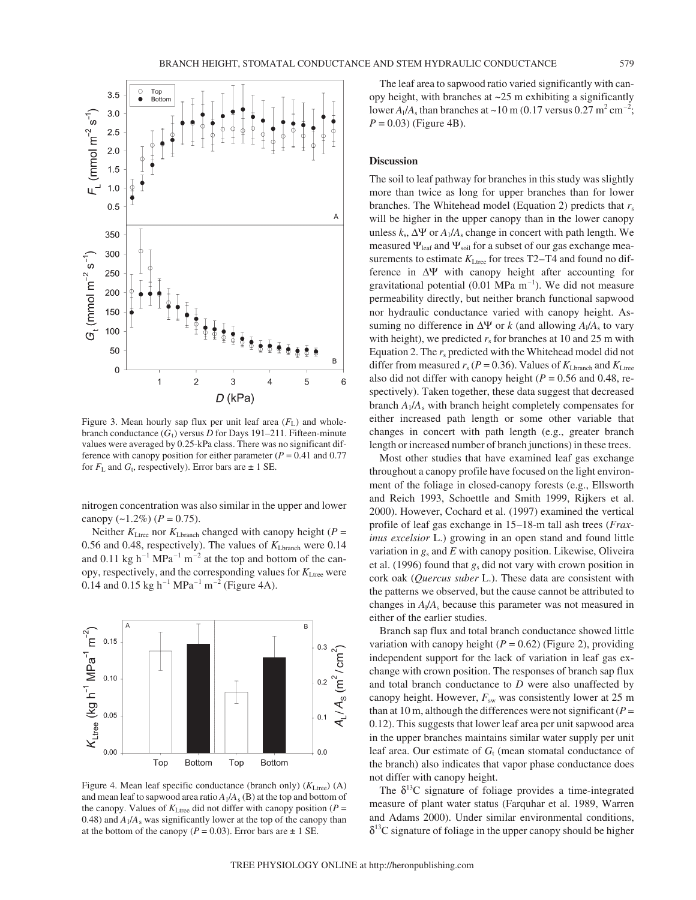Top
Bottom

$F_L$ (mmol m$^{-2}$ s$^{-1}$)

3.5
3.0
2.5
2.0
1.5
1.0
0.5

A

$G_t$ (mmol m$^{-2}$ s$^{-1}$)

350
300
250
200
150
100
50
0

B

1 2 3 4 5 6

$D$ (kPa)

Figure 3. Mean hourly sap flux per unit leaf area ($F_L$) and whole-branch conductance ($G_t$) versus $D$ for Days 191–211. Fifteen-minute values were averaged by 0.25-kPa class. There was no significant difference with canopy position for either parameter ($P$ = 0.41 and 0.77 for $F_L$ and $G_t$, respectively). Error bars are ± 1 SE.

nitrogen concentration was also similar in the upper and lower canopy (~1.2%) ($P$ = 0.75).

Neither $K_{Ltree}$ nor $K_{Lbranch}$ changed with canopy height ($P$ = 0.56 and 0.48, respectively). The values of $K_{Lbranch}$ were 0.14 and 0.11 kg h$^{-1}$ MPa$^{-1}$ m$^{-2}$ at the top and bottom of the canopy, respectively, and the corresponding values for $K_{Ltree}$ were 0.14 and 0.15 kg h$^{-1}$ MPa$^{-1}$ m$^{-2}$ (Figure 4A).

A

B

$K_{Ltree}$ (kg h$^{-1}$ MPa$^{-1}$ m$^{-2}$)

0.15
0.10
0.05
0.00

$A_L$ / $A_S$ (m$^2$ /cm$^2$)

0.3
0.2
0.1
0.0

Top Bottom Top Bottom

Figure 4. Mean leaf specific conductance (branch only) ($K_{Ltree}$) (A) and mean leaf to sapwood area ratio $A_l/A_s$ (B) at the top and bottom of the canopy. Values of $K_{Ltree}$ did not differ with canopy position ($P$ = 0.48) and $A_l/A_s$ was significantly lower at the top of the canopy than at the bottom of the canopy ($P$ = 0.03). Error bars are ± 1 SE.

The leaf area to sapwood ratio varied significantly with canopy height, with branches at ~25 m exhibiting a significantly lower $A_l/A_s$ than branches at ~10 m (0.17 versus 0.27 m$^2$ cm$^{-2}$; $P$ = 0.03) (Figure 4B).

## Discussion

The soil to leaf pathway for branches in this study was slightly more than twice as long for upper branches than for lower branches. The Whitehead model (Equation 2) predicts that $r_s$ will be higher in the upper canopy than in the lower canopy unless $k_s$, $\Delta\Psi$ or $A_l/A_s$ change in concert with path length. We measured $\Psi_{leaf}$ and $\Psi_{soil}$ for a subset of our gas exchange measurements to estimate $K_{Ltree}$ for trees T2–T4 and found no difference in $\Delta\Psi$ with canopy height after accounting for gravitational potential (0.01 MPa m$^{-1}$). We did not measure permeability directly, but neither branch functional sapwood nor hydraulic conductance varied with canopy height. Assuming no difference in $\Delta\Psi$ or $k$ (and allowing $A_l/A_s$ to vary with height), we predicted $r_s$ for branches at 10 and 25 m with Equation 2. The $r_s$ predicted with the Whitehead model did not differ from measured $r_s$ ($P$ = 0.36). Values of $K_{Lbranch}$ and $K_{Ltree}$ also did not differ with canopy height ($P$ = 0.56 and 0.48, respectively). Taken together, these data suggest that decreased branch $A_l/A_s$ with branch height completely compensates for either increased path length or some other variable that changes in concert with path length (e.g., greater branch length or increased number of branch junctions) in these trees.

Most other studies that have examined leaf gas exchange throughout a canopy profile have focused on the light environment of the foliage in closed-canopy forests (e.g., Ellsworth and Reich 1993, Schoettle and Smith 1999, Rijkers et al. 2000). However, Cochard et al. (1997) examined the vertical profile of leaf gas exchange in 15–18-m tall ash trees (*Fraxinus excelsior* L.) growing in an open stand and found little variation in $g_s$ and $E$ with canopy position. Likewise, Oliveira et al. (1996) found that $g_s$ did not vary with crown position in cork oak (*Quercus suber* L.). These data are consistent with the patterns we observed, but the cause cannot be attributed to changes in $A_l/A_s$ because this parameter was not measured in either of the earlier studies.

Branch sap flux and total branch conductance showed little variation with canopy height ($P$ = 0.62) (Figure 2), providing independent support for the lack of variation in leaf gas exchange with crown position. The responses of branch sap flux and total branch conductance to $D$ were also unaffected by canopy height. However, $F_{sw}$ was consistently lower at 25 m than at 10 m, although the differences were not significant ($P$ = 0.12). This suggests that lower leaf area per unit sapwood area in the upper branches maintains similar water supply per unit leaf area. Our estimate of $G_t$ (mean stomatal conductance of the branch) also indicates that vapor phase conductance does not differ with canopy height.

The $\delta^{13}$C signature of foliage provides a time-integrated measure of plant water status (Farquhar et al. 1989, Warren and Adams 2000). Under similar environmental conditions, $\delta^{13}$C signature of foliage in the upper canopy should be higher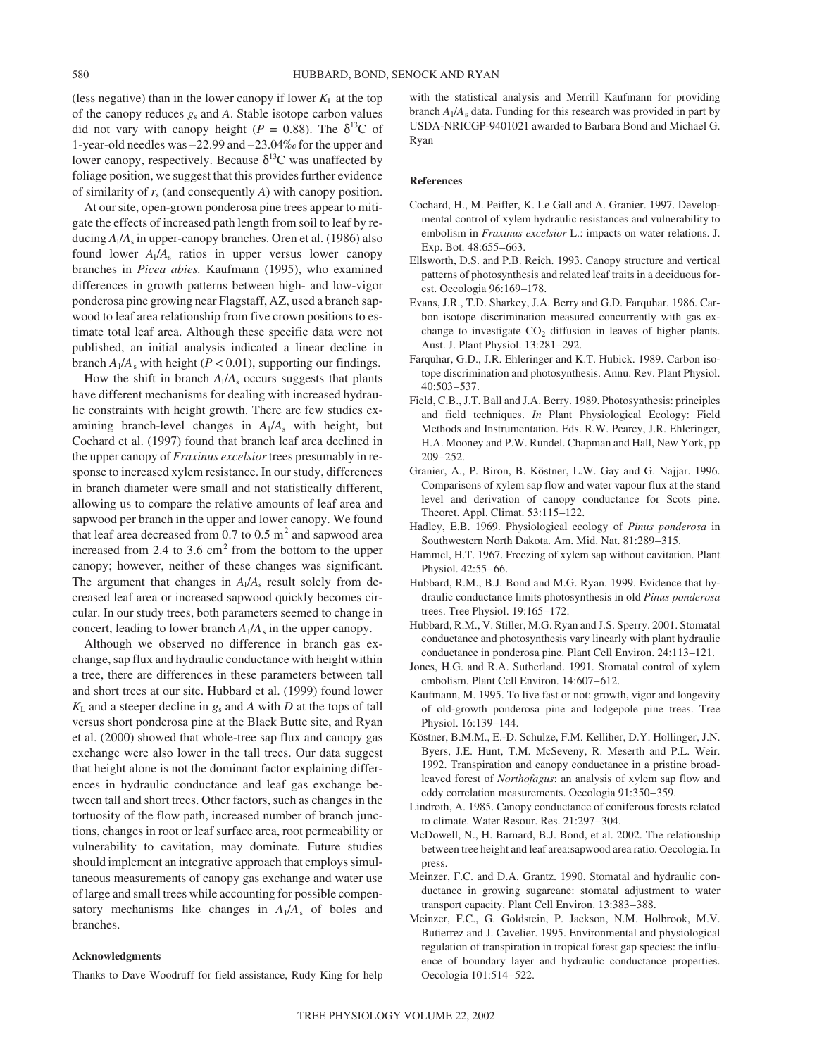(less negative) than in the lower canopy if lower $K_L$ at the top of the canopy reduces $g_s$ and $A$. Stable isotope carbon values did not vary with canopy height ($P$ = 0.88). The $\delta^{13}C$ of 1-year-old needles was –22.99 and –23.04‰ for the upper and lower canopy, respectively. Because $\delta^{13}C$ was unaffected by foliage position, we suggest that this provides further evidence of similarity of $r_s$ (and consequently $A$) with canopy position.

At our site, open-grown ponderosa pine trees appear to mitigate the effects of increased path length from soil to leaf by reducing $A_l/A_s$ in upper-canopy branches. Oren et al. (1986) also found lower $A_l/A_s$ ratios in upper versus lower canopy branches in *Picea abies.* Kaufmann (1995), who examined differences in growth patterns between high- and low-vigor ponderosa pine growing near Flagstaff, AZ, used a branch sapwood to leaf area relationship from five crown positions to estimate total leaf area. Although these specific data were not published, an initial analysis indicated a linear decline in branch $A_l/A_s$ with height ($P$ < 0.01), supporting our findings.

How the shift in branch $A_l/A_s$ occurs suggests that plants have different mechanisms for dealing with increased hydraulic constraints with height growth. There are few studies examining branch-level changes in $A_l/A_s$ with height, but Cochard et al. (1997) found that branch leaf area declined in the upper canopy of *Fraxinus excelsior* trees presumably in response to increased xylem resistance. In our study, differences in branch diameter were small and not statistically different, allowing us to compare the relative amounts of leaf area and sapwood per branch in the upper and lower canopy. We found that leaf area decreased from 0.7 to 0.5 $m^2$ and sapwood area increased from 2.4 to 3.6 $cm^2$ from the bottom to the upper canopy; however, neither of these changes was significant. The argument that changes in $A_l/A_s$ result solely from decreased leaf area or increased sapwood quickly becomes circular. In our study trees, both parameters seemed to change in concert, leading to lower branch $A_l/A_s$ in the upper canopy.

Although we observed no difference in branch gas exchange, sap flux and hydraulic conductance with height within a tree, there are differences in these parameters between tall and short trees at our site. Hubbard et al. (1999) found lower $K_L$ and a steeper decline in $g_s$ and $A$ with $D$ at the tops of tall versus short ponderosa pine at the Black Butte site, and Ryan et al. (2000) showed that whole-tree sap flux and canopy gas exchange were also lower in the tall trees. Our data suggest that height alone is not the dominant factor explaining differences in hydraulic conductance and leaf gas exchange between tall and short trees. Other factors, such as changes in the tortuosity of the flow path, increased number of branch junctions, changes in root or leaf surface area, root permeability or vulnerability to cavitation, may dominate. Future studies should implement an integrative approach that employs simultaneous measurements of canopy gas exchange and water use of large and small trees while accounting for possible compensatory mechanisms like changes in $A_l/A_s$ of boles and branches.

## Acknowledgments

Thanks to Dave Woodruff for field assistance, Rudy King for help with the statistical analysis and Merrill Kaufmann for providing branch $A_l/A_s$ data. Funding for this research was provided in part by USDA-NRICGP-9401021 awarded to Barbara Bond and Michael G. Ryan

## References

Cochard, H., M. Peiffer, K. Le Gall and A. Granier. 1997. Developmental control of xylem hydraulic resistances and vulnerability to embolism in *Fraxinus excelsior* L.: impacts on water relations. J. Exp. Bot. 48:655–663.

Ellsworth, D.S. and P.B. Reich. 1993. Canopy structure and vertical patterns of photosynthesis and related leaf traits in a deciduous forest. Oecologia 96:169–178.

Evans, J.R., T.D. Sharkey, J.A. Berry and G.D. Farquhar. 1986. Carbon isotope discrimination measured concurrently with gas exchange to investigate $CO_2$ diffusion in leaves of higher plants. Aust. J. Plant Physiol. 13:281–292.

Farquhar, G.D., J.R. Ehleringer and K.T. Hubick. 1989. Carbon isotope discrimination and photosynthesis. Annu. Rev. Plant Physiol. 40:503–537.

Field, C.B., J.T. Ball and J.A. Berry. 1989. Photosynthesis: principles and field techniques. *In* Plant Physiological Ecology: Field Methods and Instrumentation. Eds. R.W. Pearcy, J.R. Ehleringer, H.A. Mooney and P.W. Rundel. Chapman and Hall, New York, pp 209–252.

Granier, A., P. Biron, B. Köstner, L.W. Gay and G. Najjar. 1996. Comparisons of xylem sap flow and water vapour flux at the stand level and derivation of canopy conductance for Scots pine. Theoret. Appl. Climat. 53:115–122.

Hadley, E.B. 1969. Physiological ecology of *Pinus ponderosa* in Southwestern North Dakota. Am. Mid. Nat. 81:289–315.

Hammel, H.T. 1967. Freezing of xylem sap without cavitation. Plant Physiol. 42:55–66.

Hubbard, R.M., B.J. Bond and M.G. Ryan. 1999. Evidence that hydraulic conductance limits photosynthesis in old *Pinus ponderosa* trees. Tree Physiol. 19:165–172.

Hubbard, R.M., V. Stiller, M.G. Ryan and J.S. Sperry. 2001. Stomatal conductance and photosynthesis vary linearly with plant hydraulic conductance in ponderosa pine. Plant Cell Environ. 24:113–121.

Jones, H.G. and R.A. Sutherland. 1991. Stomatal control of xylem embolism. Plant Cell Environ. 14:607–612.

Kaufmann, M. 1995. To live fast or not: growth, vigor and longevity of old-growth ponderosa pine and lodgepole pine trees. Tree Physiol. 16:139–144.

Köstner, B.M.M., E.-D. Schulze, F.M. Kelliher, D.Y. Hollinger, J.N. Byers, J.E. Hunt, T.M. McSeveny, R. Meserth and P.L. Weir. 1992. Transpiration and canopy conductance in a pristine broad-leaved forest of *Northofagus*: an analysis of xylem sap flow and eddy correlation measurements. Oecologia 91:350–359.

Lindroth, A. 1985. Canopy conductance of coniferous forests related to climate. Water Resour. Res. 21:297–304.

McDowell, N., H. Barnard, B.J. Bond, et al. 2002. The relationship between tree height and leaf area:sapwood area ratio. Oecologia. In press.

Meinzer, F.C. and D.A. Grantz. 1990. Stomatal and hydraulic conductance in growing sugarcane: stomatal adjustment to water transport capacity. Plant Cell Environ. 13:383–388.

Meinzer, F.C., G. Goldstein, P. Jackson, N.M. Holbrook, M.V. Butierrez and J. Cavelier. 1995. Environmental and physiological regulation of transpiration in tropical forest gap species: the influence of boundary layer and hydraulic conductance properties. Oecologia 101:514–522.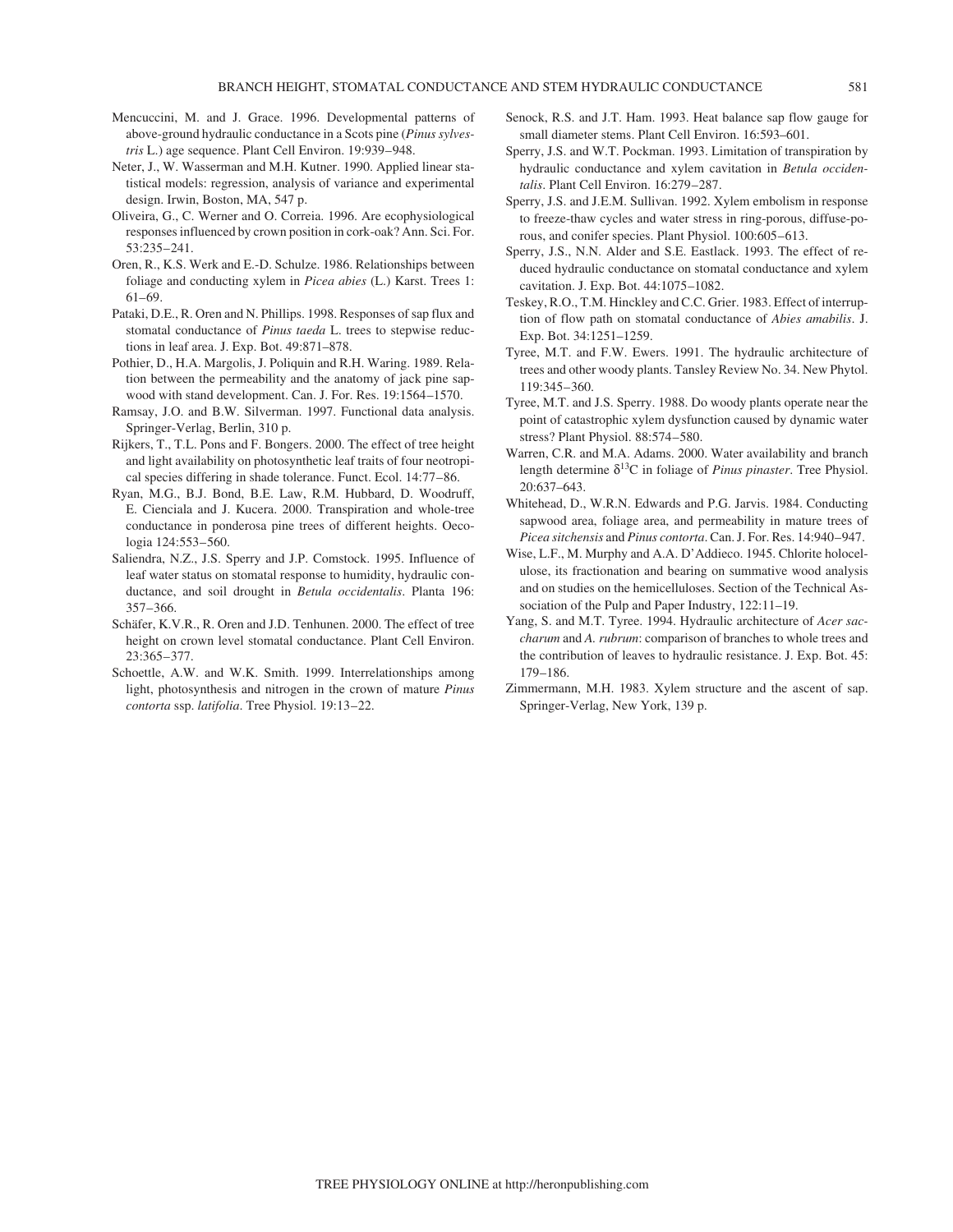Mencuccini, M. and J. Grace. 1996. Developmental patterns of above-ground hydraulic conductance in a Scots pine (*Pinus sylvestris* L.) age sequence. Plant Cell Environ. 19:939–948.

Neter, J., W. Wasserman and M.H. Kutner. 1990. Applied linear statistical models: regression, analysis of variance and experimental design. Irwin, Boston, MA, 547 p.

Oliveira, G., C. Werner and O. Correia. 1996. Are ecophysiological responses influenced by crown position in cork-oak? Ann. Sci. For. 53:235–241.

Oren, R., K.S. Werk and E.-D. Schulze. 1986. Relationships between foliage and conducting xylem in *Picea abies* (L.) Karst. Trees 1: 61–69.

Pataki, D.E., R. Oren and N. Phillips. 1998. Responses of sap flux and stomatal conductance of *Pinus taeda* L. trees to stepwise reductions in leaf area. J. Exp. Bot. 49:871–878.

Pothier, D., H.A. Margolis, J. Poliquin and R.H. Waring. 1989. Relation between the permeability and the anatomy of jack pine sapwood with stand development. Can. J. For. Res. 19:1564–1570.

Ramsay, J.O. and B.W. Silverman. 1997. Functional data analysis. Springer-Verlag, Berlin, 310 p.

Rijkers, T., T.L. Pons and F. Bongers. 2000. The effect of tree height and light availability on photosynthetic leaf traits of four neotropical species differing in shade tolerance. Funct. Ecol. 14:77–86.

Ryan, M.G., B.J. Bond, B.E. Law, R.M. Hubbard, D. Woodruff, E. Cienciala and J. Kucera. 2000. Transpiration and whole-tree conductance in ponderosa pine trees of different heights. Oecologia 124:553–560.

Saliendra, N.Z., J.S. Sperry and J.P. Comstock. 1995. Influence of leaf water status on stomatal response to humidity, hydraulic conductance, and soil drought in *Betula occidentalis*. Planta 196: 357–366.

Schäfer, K.V.R., R. Oren and J.D. Tenhunen. 2000. The effect of tree height on crown level stomatal conductance. Plant Cell Environ. 23:365–377.

Schoettle, A.W. and W.K. Smith. 1999. Interrelationships among light, photosynthesis and nitrogen in the crown of mature *Pinus contorta* ssp. *latifolia*. Tree Physiol. 19:13–22.

Senock, R.S. and J.T. Ham. 1993. Heat balance sap flow gauge for small diameter stems. Plant Cell Environ. 16:593–601.

Sperry, J.S. and W.T. Pockman. 1993. Limitation of transpiration by hydraulic conductance and xylem cavitation in *Betula occidentalis*. Plant Cell Environ. 16:279–287.

Sperry, J.S. and J.E.M. Sullivan. 1992. Xylem embolism in response to freeze-thaw cycles and water stress in ring-porous, diffuse-porous, and conifer species. Plant Physiol. 100:605–613.

Sperry, J.S., N.N. Alder and S.E. Eastlack. 1993. The effect of reduced hydraulic conductance on stomatal conductance and xylem cavitation. J. Exp. Bot. 44:1075–1082.

Teskey, R.O., T.M. Hinckley and C.C. Grier. 1983. Effect of interruption of flow path on stomatal conductance of *Abies amabilis*. J. Exp. Bot. 34:1251–1259.

Tyree, M.T. and F.W. Ewers. 1991. The hydraulic architecture of trees and other woody plants. Tansley Review No. 34. New Phytol. 119:345–360.

Tyree, M.T. and J.S. Sperry. 1988. Do woody plants operate near the point of catastrophic xylem dysfunction caused by dynamic water stress? Plant Physiol. 88:574–580.

Warren, C.R. and M.A. Adams. 2000. Water availability and branch length determine $\delta^{13}C$ in foliage of *Pinus pinaster*. Tree Physiol. 20:637–643.

Whitehead, D., W.R.N. Edwards and P.G. Jarvis. 1984. Conducting sapwood area, foliage area, and permeability in mature trees of *Picea sitchensis* and *Pinus contorta*. Can. J. For. Res. 14:940–947.

Wise, L.F., M. Murphy and A.A. D'Addieco. 1945. Chlorite holocellulose, its fractionation and bearing on summative wood analysis and on studies on the hemicelluloses. Section of the Technical Association of the Pulp and Paper Industry, 122:11–19.

Yang, S. and M.T. Tyree. 1994. Hydraulic architecture of *Acer saccharum* and *A. rubrum*: comparison of branches to whole trees and the contribution of leaves to hydraulic resistance. J. Exp. Bot. 45: 179–186.

Zimmermann, M.H. 1983. Xylem structure and the ascent of sap. Springer-Verlag, New York, 139 p.